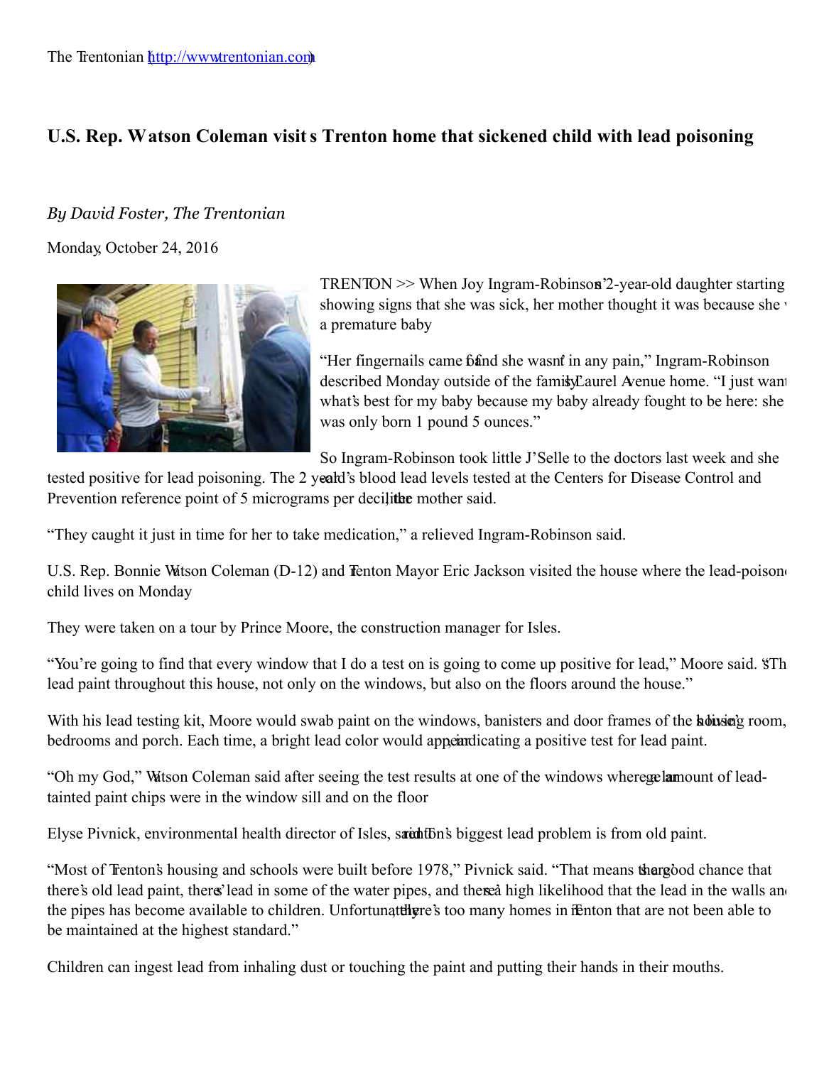The Trentonian (http://www.trentonian.com)

# U.S. Rep. Watson Coleman visits Trenton home that sickened child with lead poisoning

*By David Foster, The Trentonian*

Monday, October 24, 2016

TRENTON >> When Joy Ingram-Robinson's 2-year-old daughter starting showing signs that she was sick, her mother thought it was because she was a premature baby.

"Her fingernails came off and she wasn't in any pain," Ingram-Robinson described Monday outside of the family's Laurel Avenue home. "I just want what's best for my baby because my baby already fought to be here: she was only born 1 pound 5 ounces."

So Ingram-Robinson took little J'Selle to the doctors last week and she tested positive for lead poisoning. The 2 year old's blood lead levels tested at the Centers for Disease Control and Prevention reference point of 5 micrograms per deciliter, the mother said.

"They caught it just in time for her to take medication," a relieved Ingram-Robinson said.

U.S. Rep. Bonnie Watson Coleman (D-12) and Trenton Mayor Eric Jackson visited the house where the lead-poisoned child lives on Monday.

They were taken on a tour by Prince Moore, the construction manager for Isles.

"You're going to find that every window that I do a test on is going to come up positive for lead," Moore said. "There's lead paint throughout this house, not only on the windows, but also on the floors around the house."

With his lead testing kit, Moore would swab paint on the windows, banisters and door frames of the house's living room, bedrooms and porch. Each time, a bright lead color would appear, indicating a positive test for lead paint.

"Oh my God," Watson Coleman said after seeing the test results at one of the windows where a large amount of lead-tainted paint chips were in the window sill and on the floor.

Elyse Pivnick, environmental health director of Isles, said Trenton's biggest lead problem is from old paint.

"Most of Trenton's housing and schools were built before 1978," Pivnick said. "That means there's a good chance that there's old lead paint, there's lead in some of the water pipes, and there's a high likelihood that the lead in the walls and the pipes has become available to children. Unfortunately, there's too many homes in Trenton that are not been able to be maintained at the highest standard."

Children can ingest lead from inhaling dust or touching the paint and putting their hands in their mouths.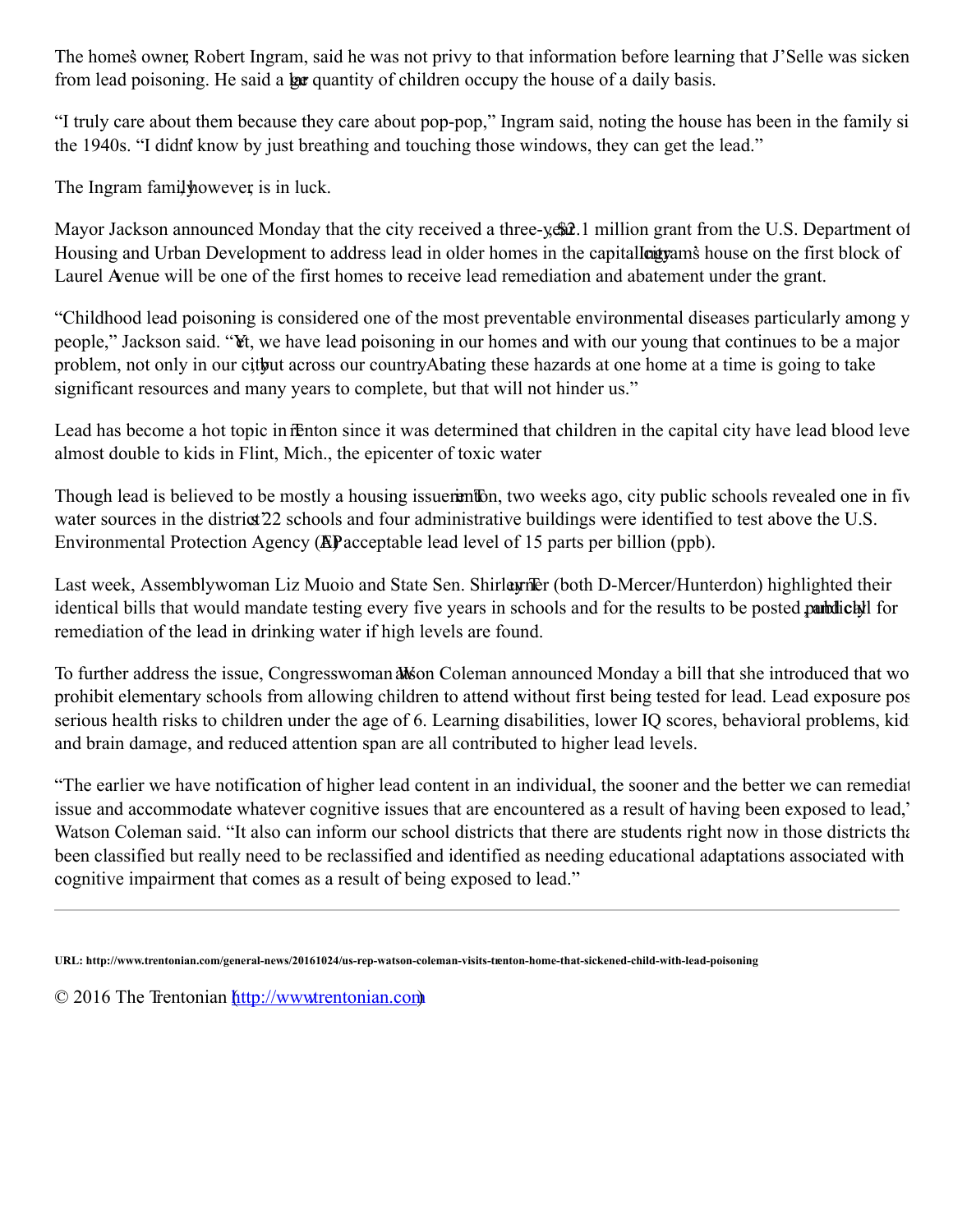The home's owner, Robert Ingram, said he was not privy to that information before learning that J'Selle was sicken from lead poisoning. He said a large quantity of children occupy the house of a daily basis.

"I truly care about them because they care about pop-pop," Ingram said, noting the house has been in the family si the 1940s. "I didn't know by just breathing and touching those windows, they can get the lead."

The Ingram family, however, is in luck.

Mayor Jackson announced Monday that the city received a three-year, $2.1 million grant from the U.S. Department of Housing and Urban Development to address lead in older homes in the capital city. Ingram's house on the first block of Laurel Avenue will be one of the first homes to receive lead remediation and abatement under the grant.

"Childhood lead poisoning is considered one of the most preventable environmental diseases particularly among y people," Jackson said. "Yet, we have lead poisoning in our homes and with our young that continues to be a major problem, not only in our city, but across our country. Abating these hazards at one home at a time is going to take significant resources and many years to complete, but that will not hinder us."

Lead has become a hot topic in Trenton since it was determined that children in the capital city have lead blood leve almost double to kids in Flint, Mich., the epicenter of toxic water

Though lead is believed to be mostly a housing issue in Trenton, two weeks ago, city public schools revealed one in fiv water sources in the district's 22 schools and four administrative buildings were identified to test above the U.S. Environmental Protection Agency (EPA) acceptable lead level of 15 parts per billion (ppb).

Last week, Assemblywoman Liz Muoio and State Sen. Shirley Turner (both D-Mercer/Hunterdon) highlighted their identical bills that would mandate testing every five years in schools and for the results to be posted publicly and call for remediation of the lead in drinking water if high levels are found.

To further address the issue, Congresswoman Watson Coleman announced Monday a bill that she introduced that wo prohibit elementary schools from allowing children to attend without first being tested for lead. Lead exposure pos serious health risks to children under the age of 6. Learning disabilities, lower IQ scores, behavioral problems, kid and brain damage, and reduced attention span are all contributed to higher lead levels.

"The earlier we have notification of higher lead content in an individual, the sooner and the better we can remediat issue and accommodate whatever cognitive issues that are encountered as a result of having been exposed to lead," Watson Coleman said. "It also can inform our school districts that there are students right now in those districts tha been classified but really need to be reclassified and identified as needing educational adaptations associated with cognitive impairment that comes as a result of being exposed to lead."

---

**URL: http://www.trentonian.com/general-news/20161024/us-rep-watson-coleman-visits-trenton-home-that-sickened-child-with-lead-poisoning**

© 2016 The Trentonian (http://www.trentonian.com)